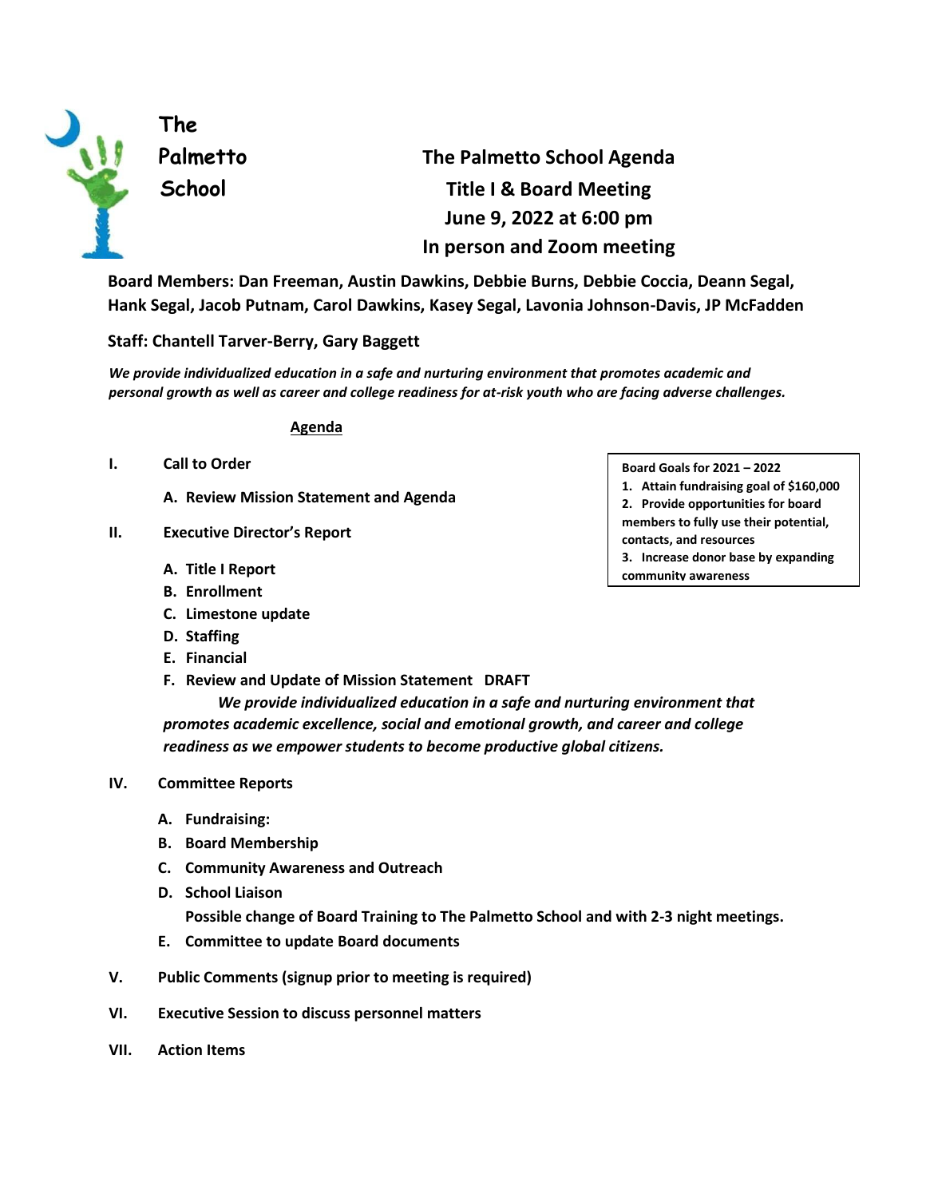**The Palmetto School**

# The Palmetto School Agenda
## Title I & Board Meeting
## June 9, 2022 at 6:00 pm
## In person and Zoom meeting

**Board Members: Dan Freeman, Austin Dawkins, Debbie Burns, Debbie Coccia, Deann Segal, Hank Segal, Jacob Putnam, Carol Dawkins, Kasey Segal, Lavonia Johnson-Davis, JP McFadden**

**Staff: Chantell Tarver-Berry, Gary Baggett**

***We provide individualized education in a safe and nurturing environment that promotes academic and personal growth as well as career and college readiness for at-risk youth who are facing adverse challenges.***

**Board Goals for 2021 – 2022**

1. Attain fundraising goal of $160,000
2. Provide opportunities for board members to fully use their potential, contacts, and resources
3. Increase donor base by expanding community awareness

## Agenda

**I. Call to Order**

- **A. Review Mission Statement and Agenda**

**II. Executive Director's Report**

- **A. Title I Report**
- **B. Enrollment**
- **C. Limestone update**
- **D. Staffing**
- **E. Financial**
- **F. Review and Update of Mission Statement DRAFT**

  ***We provide individualized education in a safe and nurturing environment that promotes academic excellence, social and emotional growth, and career and college readiness as we empower students to become productive global citizens.***

**IV. Committee Reports**

- **A. Fundraising:**
- **B. Board Membership**
- **C. Community Awareness and Outreach**
- **D. School Liaison**

  **Possible change of Board Training to The Palmetto School and with 2-3 night meetings.**
- **E. Committee to update Board documents**

**V. Public Comments (signup prior to meeting is required)**

**VI. Executive Session to discuss personnel matters**

**VII. Action Items**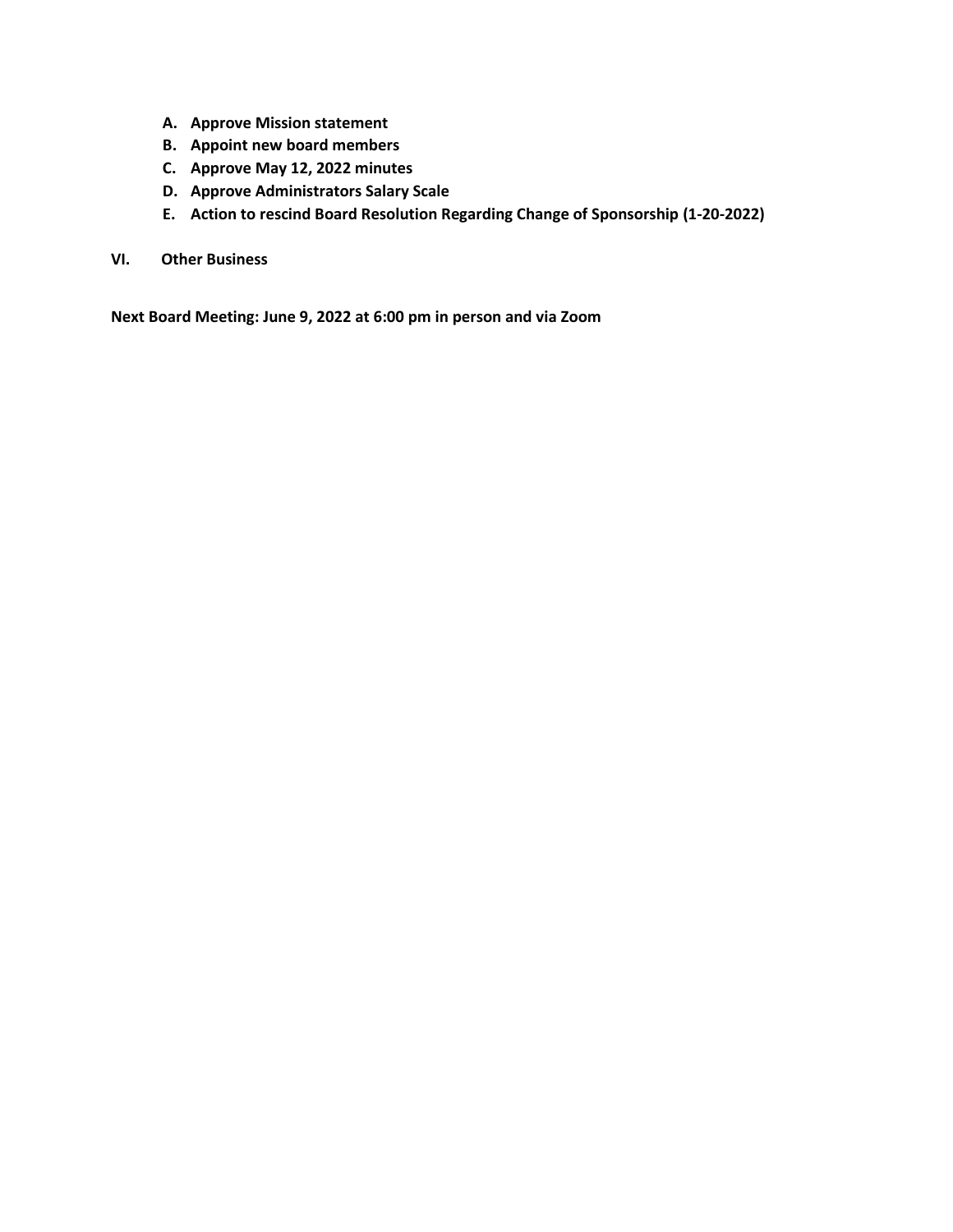- **A. Approve Mission statement**
- **B. Appoint new board members**
- **C. Approve May 12, 2022 minutes**
- **D. Approve Administrators Salary Scale**
- **E. Action to rescind Board Resolution Regarding Change of Sponsorship (1-20-2022)**

**VI. Other Business**

**Next Board Meeting: June 9, 2022 at 6:00 pm in person and via Zoom**